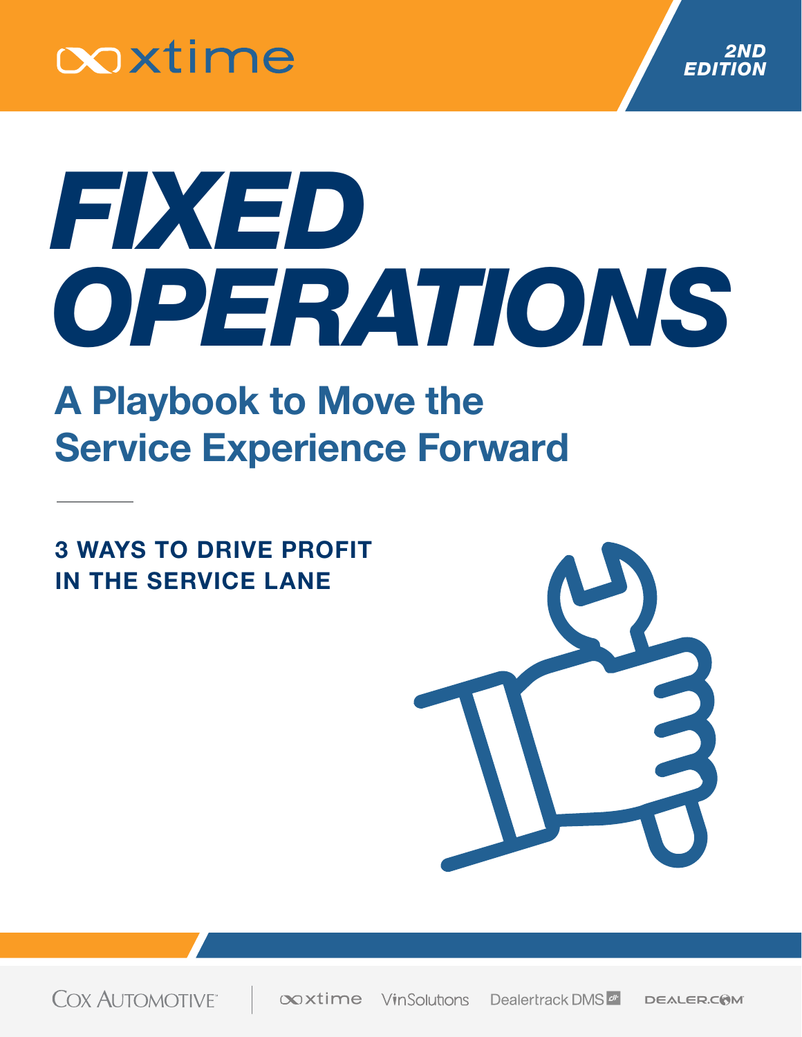xtime

2ND EDITION

# FIXED OPERATIONS

## A Playbook to Move the Service Experience Forward

**3 WAYS TO DRIVE PROFIT IN THE SERVICE LANE**

COX AUTOMOTIVE | xtime VinSolutions Dealertrack DMS DEALER.COM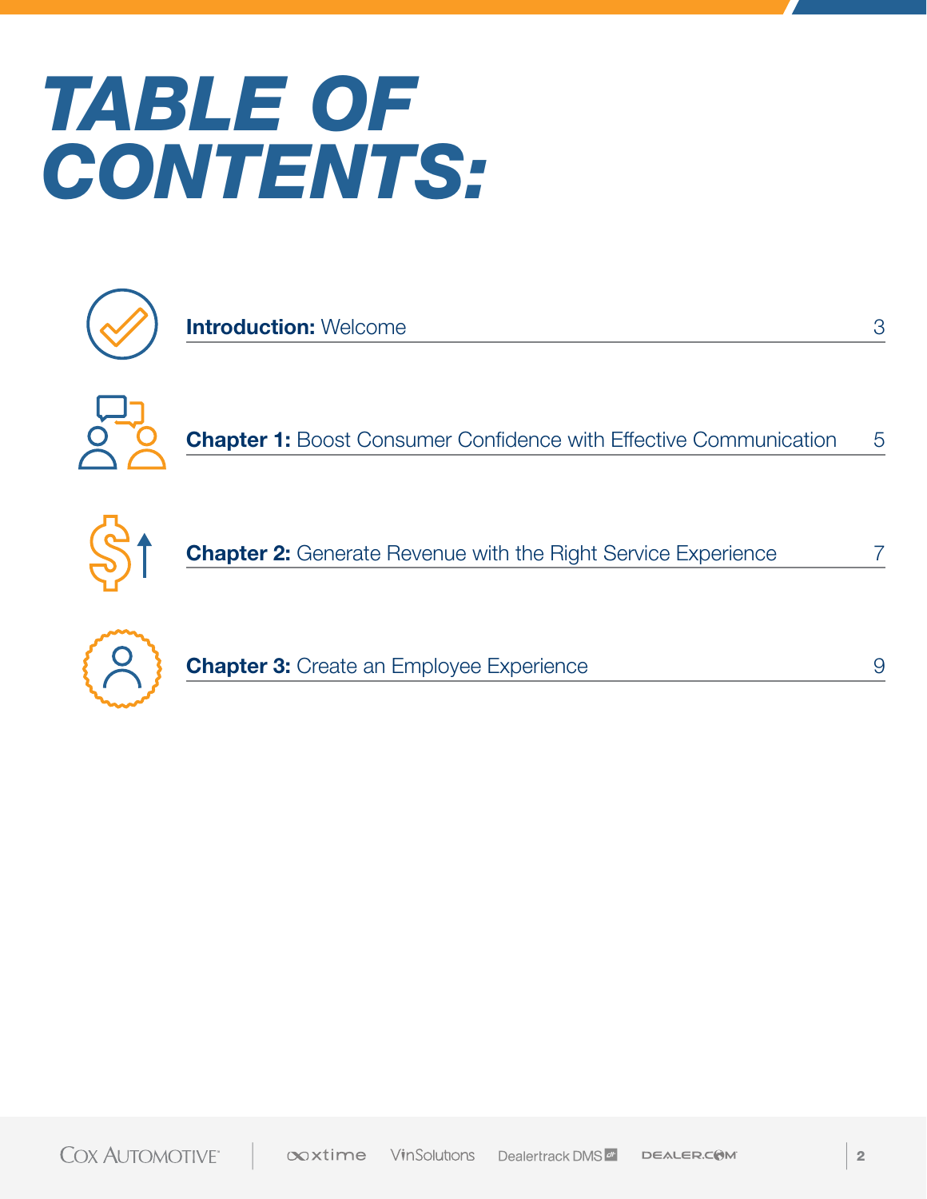# TABLE OF CONTENTS:

**Introduction:** Welcome 3

**Chapter 1:** Boost Consumer Confidence with Effective Communication 5

**Chapter 2:** Generate Revenue with the Right Service Experience 7

**Chapter 3:** Create an Employee Experience 9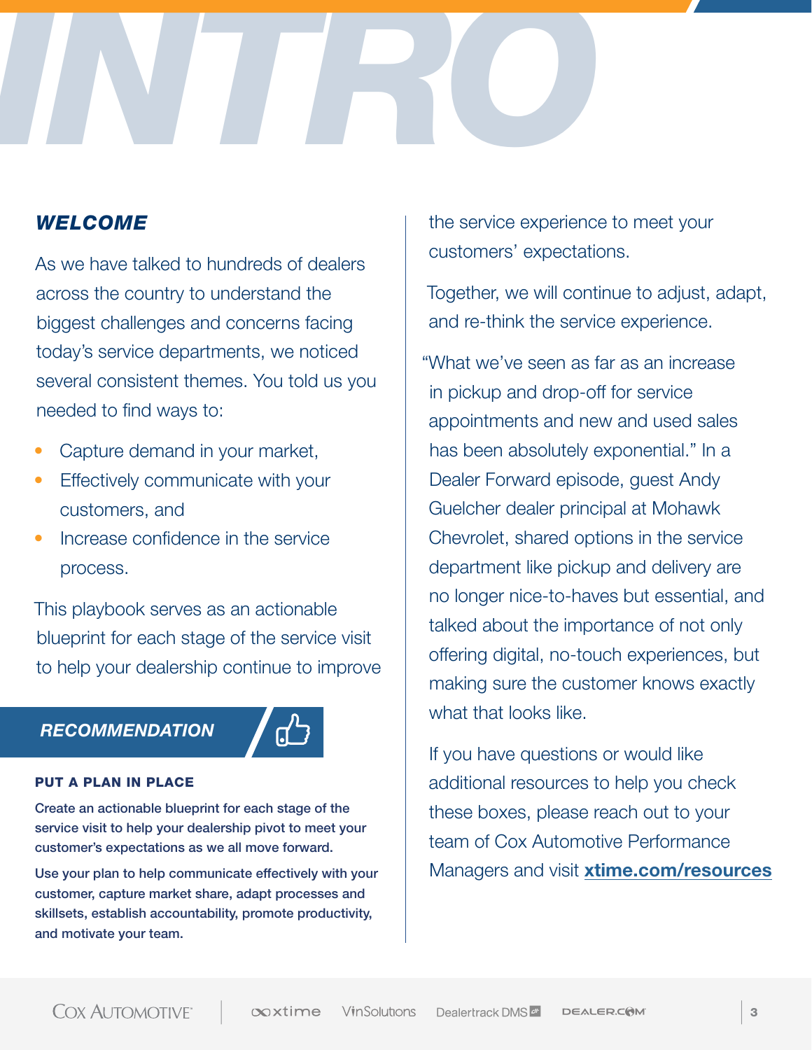# INTRO

## *WELCOME*

As we have talked to hundreds of dealers across the country to understand the biggest challenges and concerns facing today's service departments, we noticed several consistent themes. You told us you needed to find ways to:

- Capture demand in your market,
- Effectively communicate with your customers, and
- Increase confidence in the service process.

This playbook serves as an actionable blueprint for each stage of the service visit to help your dealership continue to improve the service experience to meet your customers' expectations.

Together, we will continue to adjust, adapt, and re-think the service experience.

"What we've seen as far as an increase in pickup and drop-off for service appointments and new and used sales has been absolutely exponential." In a Dealer Forward episode, guest Andy Guelcher dealer principal at Mohawk Chevrolet, shared options in the service department like pickup and delivery are no longer nice-to-haves but essential, and talked about the importance of not only offering digital, no-touch experiences, but making sure the customer knows exactly what that looks like.

If you have questions or would like additional resources to help you check these boxes, please reach out to your team of Cox Automotive Performance Managers and visit **xtime.com/resources**

### *RECOMMENDATION*

**PUT A PLAN IN PLACE**

**Create an actionable blueprint for each stage of the service visit to help your dealership pivot to meet your customer's expectations as we all move forward.**

**Use your plan to help communicate effectively with your customer, capture market share, adapt processes and skillsets, establish accountability, promote productivity, and motivate your team.**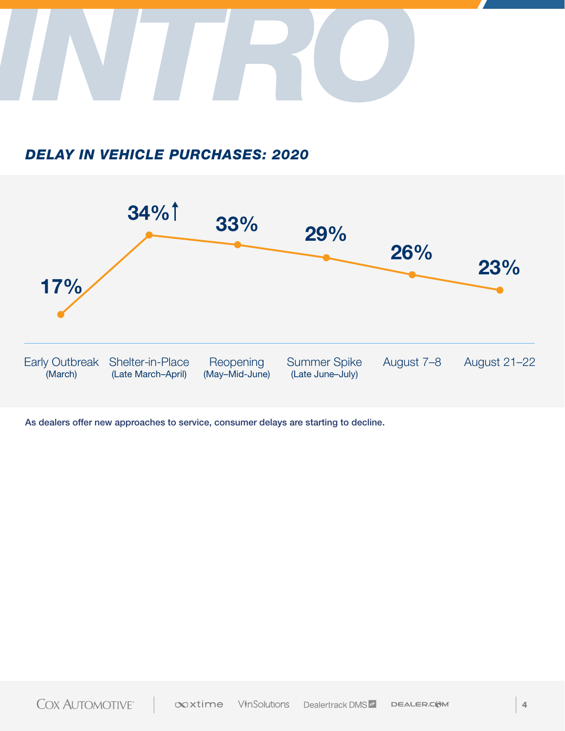# INTRO

### *DELAY IN VEHICLE PURCHASES: 2020*

| Early Outbreak (March) | Shelter-in-Place (Late March–April) | Reopening (May–Mid-June) | Summer Spike (Late June–July) | August 7–8 | August 21–22 |
|---|---|---|---|---|---|
| 17% | 34% | 33% | 29% | 26% | 23% |

As dealers offer new approaches to service, consumer delays are starting to decline.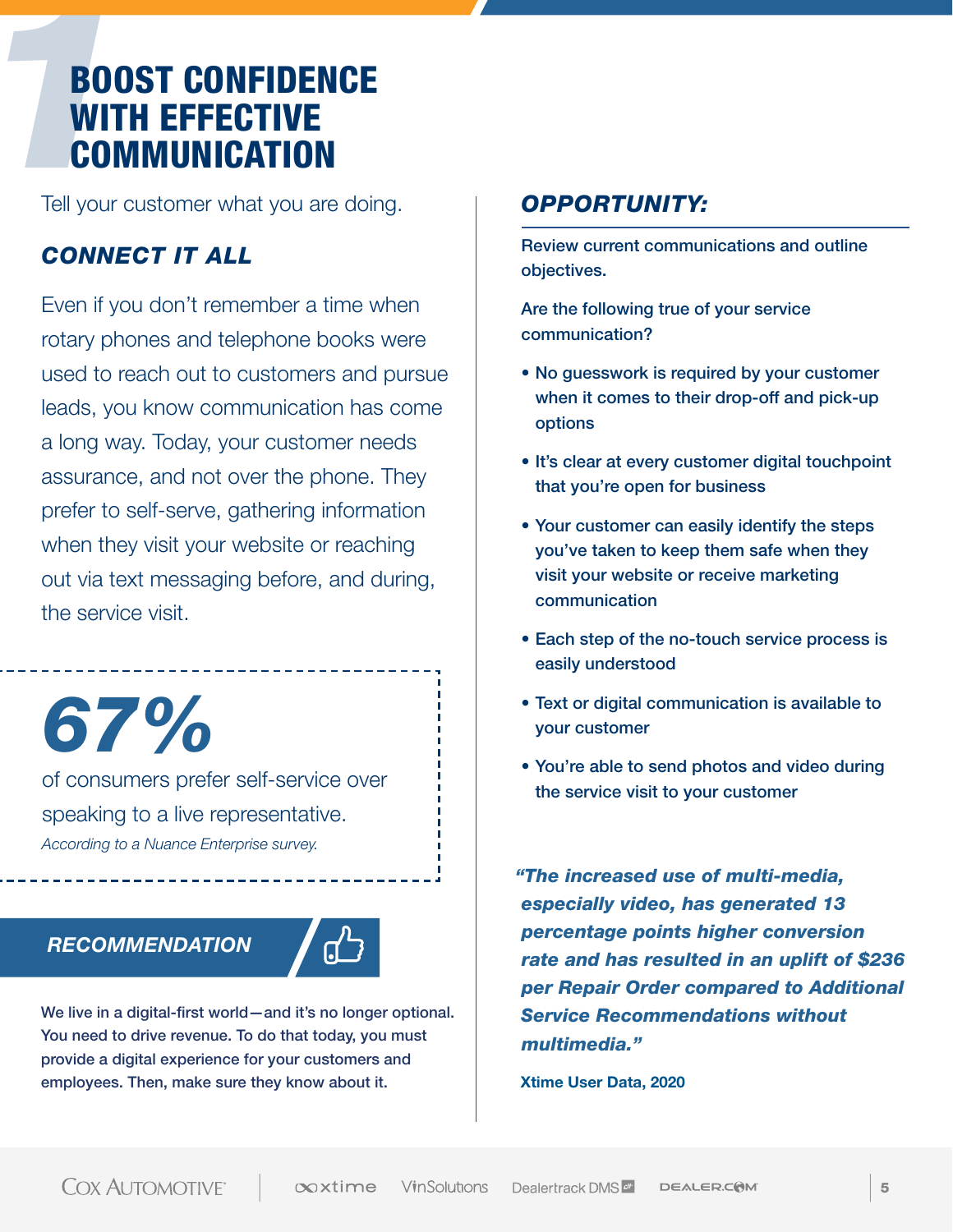# BOOST CONFIDENCE WITH EFFECTIVE COMMUNICATION

Tell your customer what you are doing.

## *CONNECT IT ALL*

Even if you don't remember a time when rotary phones and telephone books were used to reach out to customers and pursue leads, you know communication has come a long way. Today, your customer needs assurance, and not over the phone. They prefer to self-serve, gathering information when they visit your website or reaching out via text messaging before, and during, the service visit.

***67%***

of consumers prefer self-service over speaking to a live representative.

*According to a Nuance Enterprise survey.*

### *RECOMMENDATION*

We live in a digital-first world—and it's no longer optional. You need to drive revenue. To do that today, you must provide a digital experience for your customers and employees. Then, make sure they know about it.

## *OPPORTUNITY:*

Review current communications and outline objectives.

Are the following true of your service communication?

- No guesswork is required by your customer when it comes to their drop-off and pick-up options
- It's clear at every customer digital touchpoint that you're open for business
- Your customer can easily identify the steps you've taken to keep them safe when they visit your website or receive marketing communication
- Each step of the no-touch service process is easily understood
- Text or digital communication is available to your customer
- You're able to send photos and video during the service visit to your customer

***"The increased use of multi-media, especially video, has generated 13 percentage points higher conversion rate and has resulted in an uplift of $236 per Repair Order compared to Additional Service Recommendations without multimedia."***

**Xtime User Data, 2020**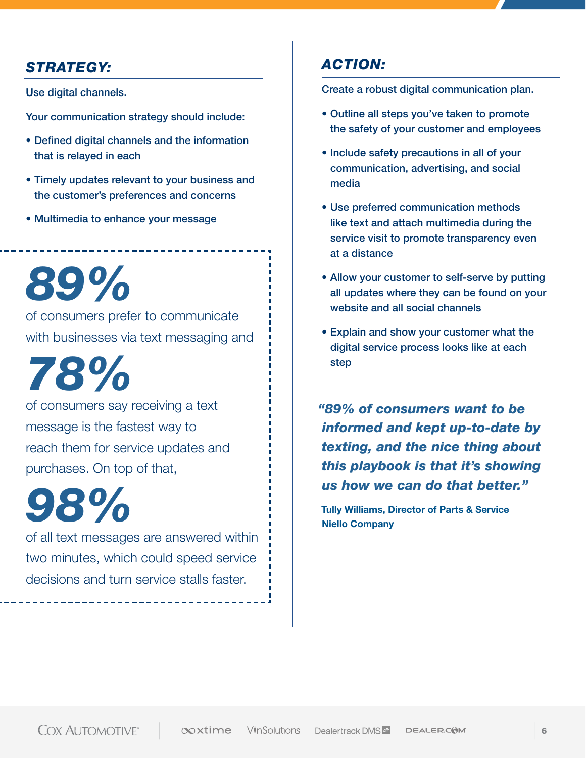## *STRATEGY:*

Use digital channels.

Your communication strategy should include:

- Defined digital channels and the information that is relayed in each
- Timely updates relevant to your business and the customer's preferences and concerns
- Multimedia to enhance your message

***89%*** of consumers prefer to communicate with businesses via text messaging and ***78%*** of consumers say receiving a text message is the fastest way to reach them for service updates and purchases. On top of that, ***98%*** of all text messages are answered within two minutes, which could speed service decisions and turn service stalls faster.

## *ACTION:*

Create a robust digital communication plan.

- Outline all steps you've taken to promote the safety of your customer and employees
- Include safety precautions in all of your communication, advertising, and social media
- Use preferred communication methods like text and attach multimedia during the service visit to promote transparency even at a distance
- Allow your customer to self-serve by putting all updates where they can be found on your website and all social channels
- Explain and show your customer what the digital service process looks like at each step

> ***"89% of consumers want to be informed and kept up-to-date by texting, and the nice thing about this playbook is that it's showing us how we can do that better."***
>
> **Tully Williams, Director of Parts & Service**
> **Niello Company**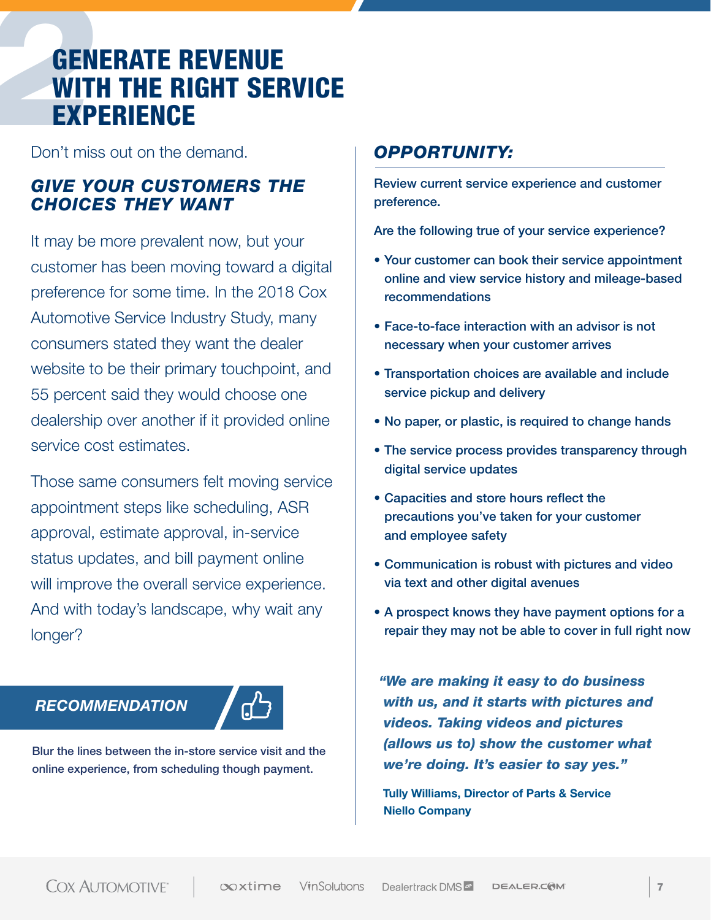# GENERATE REVENUE WITH THE RIGHT SERVICE EXPERIENCE

Don't miss out on the demand.

## *GIVE YOUR CUSTOMERS THE CHOICES THEY WANT*

It may be more prevalent now, but your customer has been moving toward a digital preference for some time. In the 2018 Cox Automotive Service Industry Study, many consumers stated they want the dealer website to be their primary touchpoint, and 55 percent said they would choose one dealership over another if it provided online service cost estimates.

Those same consumers felt moving service appointment steps like scheduling, ASR approval, estimate approval, in-service status updates, and bill payment online will improve the overall service experience. And with today's landscape, why wait any longer?

### *RECOMMENDATION*

Blur the lines between the in-store service visit and the online experience, from scheduling though payment.

## *OPPORTUNITY:*

Review current service experience and customer preference.

Are the following true of your service experience?

- Your customer can book their service appointment online and view service history and mileage-based recommendations
- Face-to-face interaction with an advisor is not necessary when your customer arrives
- Transportation choices are available and include service pickup and delivery
- No paper, or plastic, is required to change hands
- The service process provides transparency through digital service updates
- Capacities and store hours reflect the precautions you've taken for your customer and employee safety
- Communication is robust with pictures and video via text and other digital avenues
- A prospect knows they have payment options for a repair they may not be able to cover in full right now

***"We are making it easy to do business with us, and it starts with pictures and videos. Taking videos and pictures (allows us to) show the customer what we're doing. It's easier to say yes."***

**Tully Williams, Director of Parts & Service**
**Niello Company**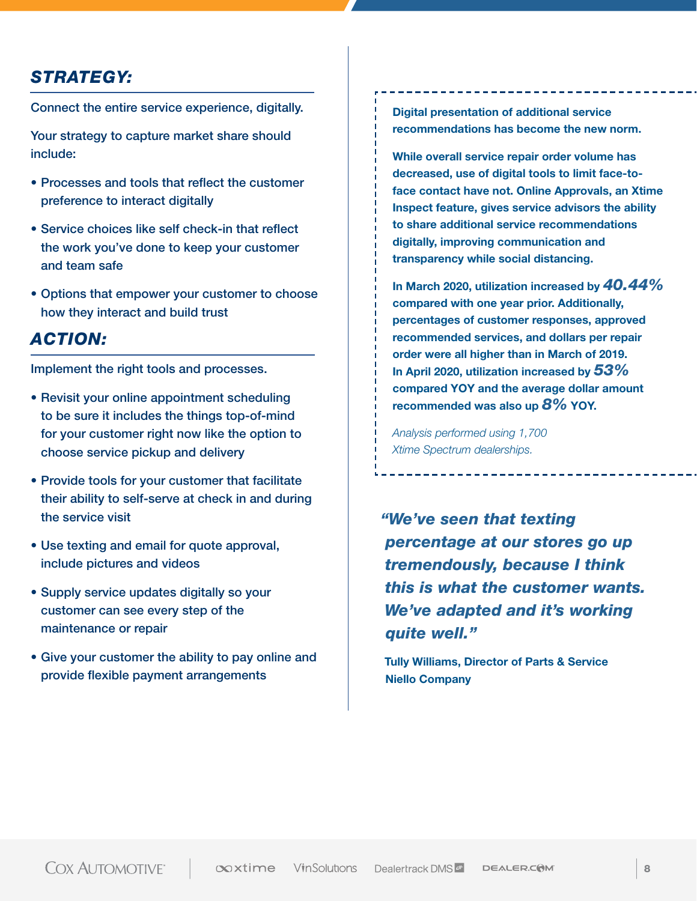## *STRATEGY:*

Connect the entire service experience, digitally.

Your strategy to capture market share should include:

- Processes and tools that reflect the customer preference to interact digitally
- Service choices like self check-in that reflect the work you've done to keep your customer and team safe
- Options that empower your customer to choose how they interact and build trust

## *ACTION:*

Implement the right tools and processes.

- Revisit your online appointment scheduling to be sure it includes the things top-of-mind for your customer right now like the option to choose service pickup and delivery
- Provide tools for your customer that facilitate their ability to self-serve at check in and during the service visit
- Use texting and email for quote approval, include pictures and videos
- Supply service updates digitally so your customer can see every step of the maintenance or repair
- Give your customer the ability to pay online and provide flexible payment arrangements

**Digital presentation of additional service recommendations has become the new norm.**

**While overall service repair order volume has decreased, use of digital tools to limit face-to-face contact have not. Online Approvals, an Xtime Inspect feature, gives service advisors the ability to share additional service recommendations digitally, improving communication and transparency while social distancing.**

**In March 2020, utilization increased by *40.44%* compared with one year prior. Additionally, percentages of customer responses, approved recommended services, and dollars per repair order were all higher than in March of 2019. In April 2020, utilization increased by *53%* compared YOY and the average dollar amount recommended was also up *8%* YOY.**

*Analysis performed using 1,700 Xtime Spectrum dealerships.*

> ***"We've seen that texting percentage at our stores go up tremendously, because I think this is what the customer wants. We've adapted and it's working quite well."***
>
> **Tully Williams, Director of Parts & Service**
> **Niello Company**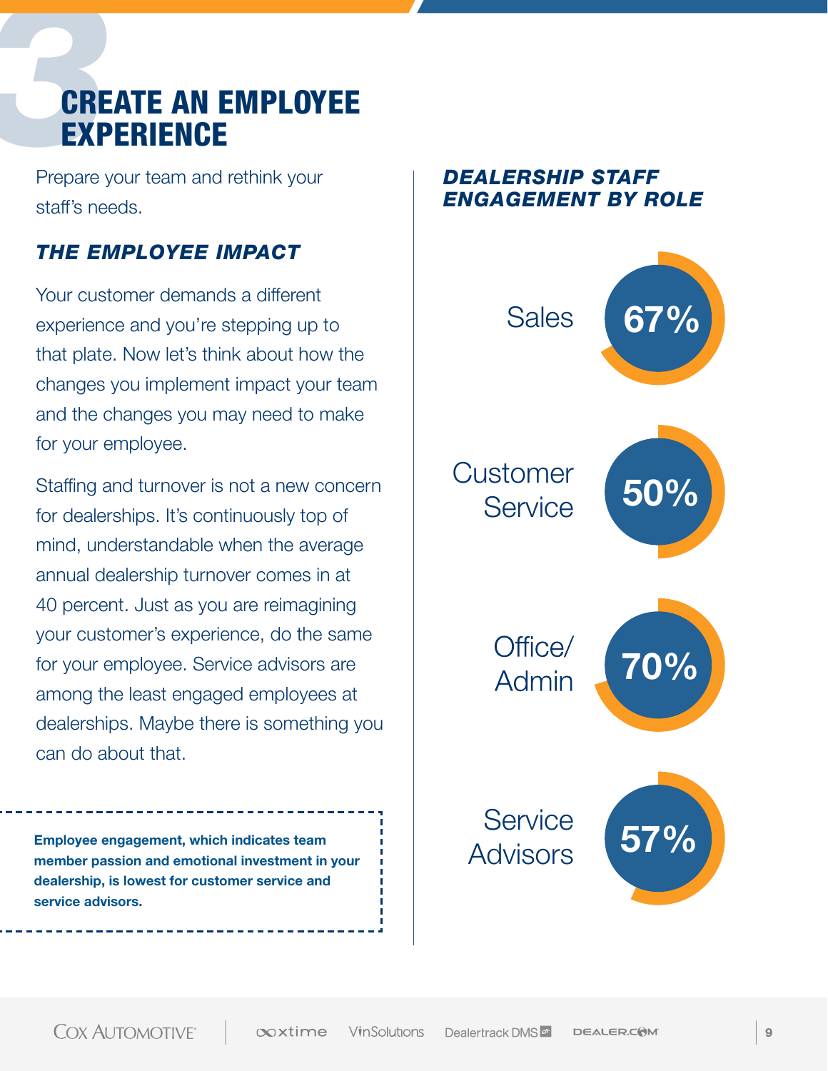# 3 CREATE AN EMPLOYEE EXPERIENCE

Prepare your team and rethink your staff's needs.

### *THE EMPLOYEE IMPACT*

Your customer demands a different experience and you're stepping up to that plate. Now let's think about how the changes you implement impact your team and the changes you may need to make for your employee.

Staffing and turnover is not a new concern for dealerships. It's continuously top of mind, understandable when the average annual dealership turnover comes in at 40 percent. Just as you are reimagining your customer's experience, do the same for your employee. Service advisors are among the least engaged employees at dealerships. Maybe there is something you can do about that.

**Employee engagement, which indicates team member passion and emotional investment in your dealership, is lowest for customer service and service advisors.**

### *DEALERSHIP STAFF ENGAGEMENT BY ROLE*

| Role | Engagement |
| --- | --- |
| Sales | 67% |
| Customer Service | 50% |
| Office/Admin | 70% |
| Service Advisors | 57% |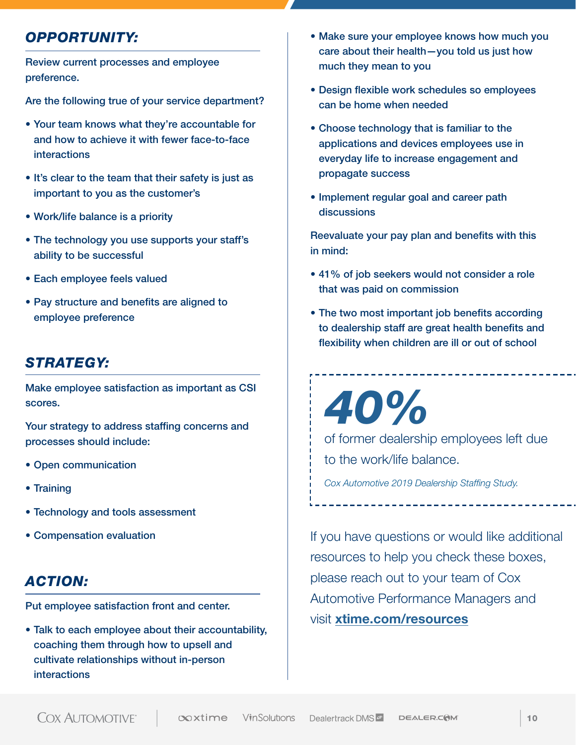## *OPPORTUNITY:*

Review current processes and employee preference.

Are the following true of your service department?

- Your team knows what they're accountable for and how to achieve it with fewer face-to-face interactions
- It's clear to the team that their safety is just as important to you as the customer's
- Work/life balance is a priority
- The technology you use supports your staff's ability to be successful
- Each employee feels valued
- Pay structure and benefits are aligned to employee preference

## *STRATEGY:*

Make employee satisfaction as important as CSI scores.

Your strategy to address staffing concerns and processes should include:

- Open communication
- Training
- Technology and tools assessment
- Compensation evaluation

## *ACTION:*

Put employee satisfaction front and center.

- Talk to each employee about their accountability, coaching them through how to upsell and cultivate relationships without in-person interactions
- Make sure your employee knows how much you care about their health—you told us just how much they mean to you
- Design flexible work schedules so employees can be home when needed
- Choose technology that is familiar to the applications and devices employees use in everyday life to increase engagement and propagate success
- Implement regular goal and career path discussions

Reevaluate your pay plan and benefits with this in mind:

- 41% of job seekers would not consider a role that was paid on commission
- The two most important job benefits according to dealership staff are great health benefits and flexibility when children are ill or out of school

**40%**

of former dealership employees left due to the work/life balance.

*Cox Automotive 2019 Dealership Staffing Study.*

If you have questions or would like additional resources to help you check these boxes, please reach out to your team of Cox Automotive Performance Managers and visit **xtime.com/resources**